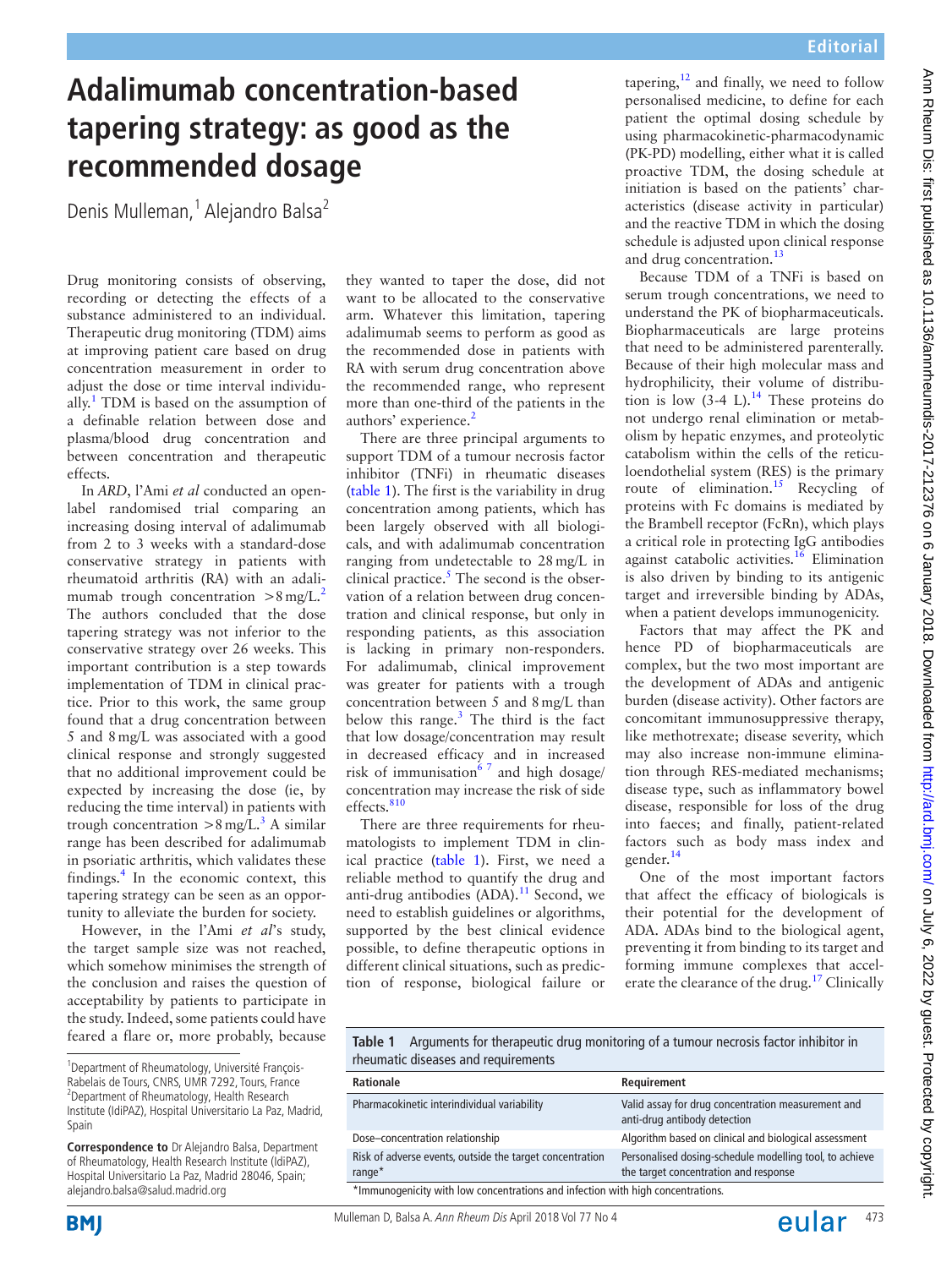# Adalimumab concentration-based tapering strategy: as good as the recommended dosage

Denis Mulleman,[1] Alejandro Balsa[2]

[1]Department of Rheumatology, Université François-Rabelais de Tours, CNRS, UMR 7292, Tours, France
[2]Department of Rheumatology, Health Research Institute (IdiPAZ), Hospital Universitario La Paz, Madrid, Spain

**Correspondence to** Dr Alejandro Balsa, Department of Rheumatology, Health Research Institute (IdiPAZ), Hospital Universitario La Paz, Madrid 28046, Spain; alejandro.balsa@salud.madrid.org

Drug monitoring consists of observing, recording or detecting the effects of a substance administered to an individual. Therapeutic drug monitoring (TDM) aims at improving patient care based on drug concentration measurement in order to adjust the dose or time interval individually.[1] TDM is based on the assumption of a definable relation between dose and plasma/blood drug concentration and between concentration and therapeutic effects.

In *ARD*, l'Ami *et al* conducted an open-label randomised trial comparing an increasing dosing interval of adalimumab from 2 to 3 weeks with a standard-dose conservative strategy in patients with rheumatoid arthritis (RA) with an adalimumab trough concentration >8 mg/L.[2] The authors concluded that the dose tapering strategy was not inferior to the conservative strategy over 26 weeks. This important contribution is a step towards implementation of TDM in clinical practice. Prior to this work, the same group found that a drug concentration between 5 and 8 mg/L was associated with a good clinical response and strongly suggested that no additional improvement could be expected by increasing the dose (ie, by reducing the time interval) in patients with trough concentration >8 mg/L.[3] A similar range has been described for adalimumab in psoriatic arthritis, which validates these findings.[4] In the economic context, this tapering strategy can be seen as an opportunity to alleviate the burden for society.

However, in the l'Ami *et al*'s study, the target sample size was not reached, which somehow minimises the strength of the conclusion and raises the question of acceptability by patients to participate in the study. Indeed, some patients could have feared a flare or, more probably, because they wanted to taper the dose, did not want to be allocated to the conservative arm. Whatever this limitation, tapering adalimumab seems to perform as good as the recommended dose in patients with RA with serum drug concentration above the recommended range, who represent more than one-third of the patients in the authors' experience.[2]

There are three principal arguments to support TDM of a tumour necrosis factor inhibitor (TNFi) in rheumatic diseases (table 1). The first is the variability in drug concentration among patients, which has been largely observed with all biologicals, and with adalimumab concentration ranging from undetectable to 28 mg/L in clinical practice.[5] The second is the observation of a relation between drug concentration and clinical response, but only in responding patients, as this association is lacking in primary non-responders. For adalimumab, clinical improvement was greater for patients with a trough concentration between 5 and 8 mg/L than below this range.[3] The third is the fact that low dosage/concentration may result in decreased efficacy and in increased risk of immunisation[6,7] and high dosage/concentration may increase the risk of side effects.[8,10]

There are three requirements for rheumatologists to implement TDM in clinical practice (table 1). First, we need a reliable method to quantify the drug and anti-drug antibodies (ADA).[11] Second, we need to establish guidelines or algorithms, supported by the best clinical evidence possible, to define therapeutic options in different clinical situations, such as prediction of response, biological failure or tapering,[12] and finally, we need to follow personalised medicine, to define for each patient the optimal dosing schedule by using pharmacokinetic-pharmacodynamic (PK-PD) modelling, either what it is called proactive TDM, the dosing schedule at initiation is based on the patients' characteristics (disease activity in particular) and the reactive TDM in which the dosing schedule is adjusted upon clinical response and drug concentration.[13]

Because TDM of a TNFi is based on serum trough concentrations, we need to understand the PK of biopharmaceuticals. Biopharmaceuticals are large proteins that need to be administered parenterally. Because of their high molecular mass and hydrophilicity, their volume of distribution is low (3-4 L).[14] These proteins do not undergo renal elimination or metabolism by hepatic enzymes, and proteolytic catabolism within the cells of the reticuloendothelial system (RES) is the primary route of elimination.[15] Recycling of proteins with Fc domains is mediated by the Brambell receptor (FcRn), which plays a critical role in protecting IgG antibodies against catabolic activities.[16] Elimination is also driven by binding to its antigenic target and irreversible binding by ADAs, when a patient develops immunogenicity.

Factors that may affect the PK and hence PD of biopharmaceuticals are complex, but the two most important are the development of ADAs and antigenic burden (disease activity). Other factors are concomitant immunosuppressive therapy, like methotrexate; disease severity, which may also increase non-immune elimination through RES-mediated mechanisms; disease type, such as inflammatory bowel disease, responsible for loss of the drug into faeces; and finally, patient-related factors such as body mass index and gender.[14]

One of the most important factors that affect the efficacy of biologicals is their potential for the development of ADA. ADAs bind to the biological agent, preventing it from binding to its target and forming immune complexes that accelerate the clearance of the drug.[17] Clinically

**Table 1** Arguments for therapeutic drug monitoring of a tumour necrosis factor inhibitor in rheumatic diseases and requirements

| Rationale | Requirement |
|---|---|
| Pharmacokinetic interindividual variability | Valid assay for drug concentration measurement and anti-drug antibody detection |
| Dose–concentration relationship | Algorithm based on clinical and biological assessment |
| Risk of adverse events, outside the target concentration range* | Personalised dosing-schedule modelling tool, to achieve the target concentration and response |

*Immunogenicity with low concentrations and infection with high concentrations.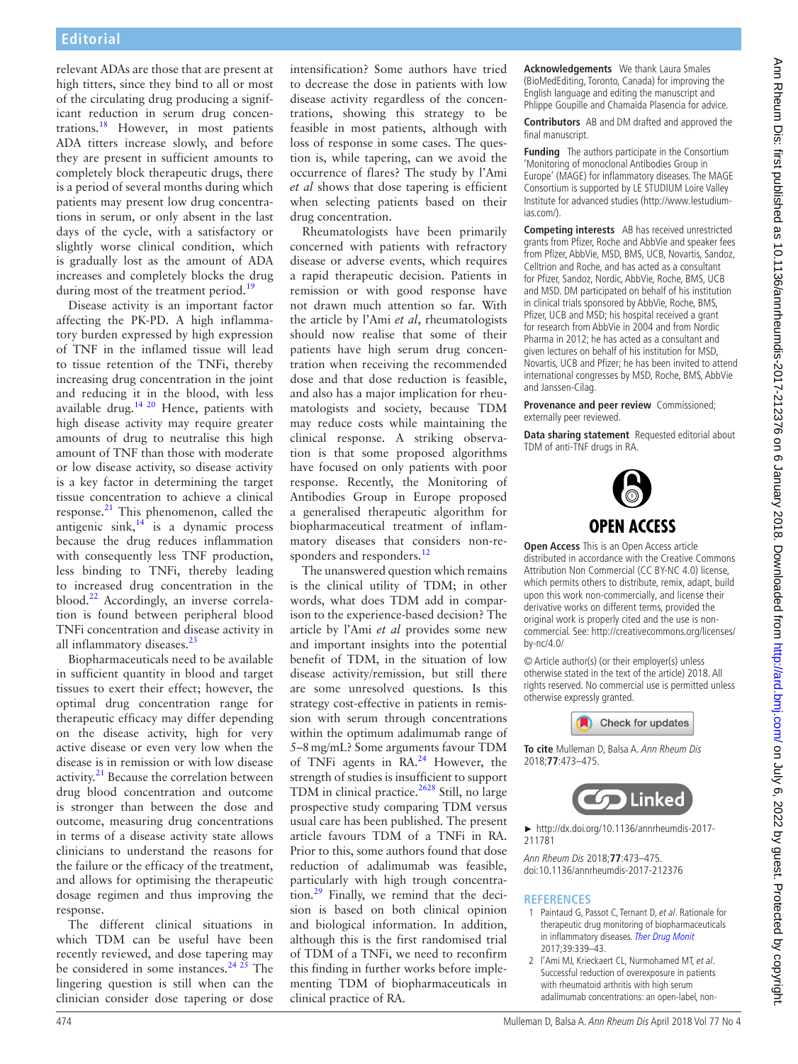relevant ADAs are those that are present at high titters, since they bind to all or most of the circulating drug producing a significant reduction in serum drug concentrations.[18] However, in most patients ADA titters increase slowly, and before they are present in sufficient amounts to completely block therapeutic drugs, there is a period of several months during which patients may present low drug concentrations in serum, or only absent in the last days of the cycle, with a satisfactory or slightly worse clinical condition, which is gradually lost as the amount of ADA increases and completely blocks the drug during most of the treatment period.[19]

Disease activity is an important factor affecting the PK-PD. A high inflammatory burden expressed by high expression of TNF in the inflamed tissue will lead to tissue retention of the TNFi, thereby increasing drug concentration in the joint and reducing it in the blood, with less available drug.[14 20] Hence, patients with high disease activity may require greater amounts of drug to neutralise this high amount of TNF than those with moderate or low disease activity, so disease activity is a key factor in determining the target tissue concentration to achieve a clinical response.[21] This phenomenon, called the antigenic sink,[14] is a dynamic process because the drug reduces inflammation with consequently less TNF production, less binding to TNFi, thereby leading to increased drug concentration in the blood.[22] Accordingly, an inverse correlation is found between peripheral blood TNFi concentration and disease activity in all inflammatory diseases.[23]

Biopharmaceuticals need to be available in sufficient quantity in blood and target tissues to exert their effect; however, the optimal drug concentration range for therapeutic efficacy may differ depending on the disease activity, high for very active disease or even very low when the disease is in remission or with low disease activity.[21] Because the correlation between drug blood concentration and outcome is stronger than between the dose and outcome, measuring drug concentrations in terms of a disease activity state allows clinicians to understand the reasons for the failure or the efficacy of the treatment, and allows for optimising the therapeutic dosage regimen and thus improving the response.

The different clinical situations in which TDM can be useful have been recently reviewed, and dose tapering may be considered in some instances.[24 25] The lingering question is still when can the clinician consider dose tapering or dose intensification? Some authors have tried to decrease the dose in patients with low disease activity regardless of the concentrations, showing this strategy to be feasible in most patients, although with loss of response in some cases. The question is, while tapering, can we avoid the occurrence of flares? The study by l'Ami *et al* shows that dose tapering is efficient when selecting patients based on their drug concentration.

Rheumatologists have been primarily concerned with patients with refractory disease or adverse events, which requires a rapid therapeutic decision. Patients in remission or with good response have not drawn much attention so far. With the article by l'Ami *et al*, rheumatologists should now realise that some of their patients have high serum drug concentration when receiving the recommended dose and that dose reduction is feasible, and also has a major implication for rheumatologists and society, because TDM may reduce costs while maintaining the clinical response. A striking observation is that some proposed algorithms have focused on only patients with poor response. Recently, the Monitoring of Antibodies Group in Europe proposed a generalised therapeutic algorithm for biopharmaceutical treatment of inflammatory diseases that considers non-responders and responders.[12]

The unanswered question which remains is the clinical utility of TDM; in other words, what does TDM add in comparison to the experience-based decision? The article by l'Ami *et al* provides some new and important insights into the potential benefit of TDM, in the situation of low disease activity/remission, but still there are some unresolved questions. Is this strategy cost-effective in patients in remission with serum through concentrations within the optimum adalimumab range of 5–8 mg/mL? Some arguments favour TDM of TNFi agents in RA.[24] However, the strength of studies is insufficient to support TDM in clinical practice.[26 28] Still, no large prospective study comparing TDM versus usual care has been published. The present article favours TDM of a TNFi in RA. Prior to this, some authors found that dose reduction of adalimumab was feasible, particularly with high trough concentration.[29] Finally, we remind that the decision is based on both clinical opinion and biological information. In addition, although this is the first randomised trial of TDM of a TNFi, we need to reconfirm this finding in further works before implementing TDM of biopharmaceuticals in clinical practice of RA.

**Acknowledgements** We thank Laura Smales (BioMedEditing, Toronto, Canada) for improving the English language and editing the manuscript and Philippe Goupille and Chamaida Plasencia for advice.

**Contributors** AB and DM drafted and approved the final manuscript.

**Funding** The authors participate in the Consortium 'Monitoring of monoclonal Antibodies Group in Europe' (MAGE) for inflammatory diseases. The MAGE Consortium is supported by LE STUDIUM Loire Valley Institute for advanced studies (http://www.lestudium-ias.com/).

**Competing interests** AB has received unrestricted grants from Pfizer, Roche and AbbVie and speaker fees from Pfizer, AbbVie, MSD, BMS, UCB, Novartis, Sandoz, Celltrion and Roche, and has acted as a consultant for Pfizer, Sandoz, Nordic, AbbVie, Roche, BMS, UCB and MSD. DM participated on behalf of his institution in clinical trials sponsored by AbbVie, Roche, BMS, Pfizer, UCB and MSD; his hospital received a grant for research from AbbVie in 2004 and from Nordic Pharma in 2012; he has acted as a consultant and given lectures on behalf of his institution for MSD, Novartis, UCB and Pfizer; he has been invited to attend international congresses by MSD, Roche, BMS, AbbVie and Janssen-Cilag.

**Provenance and peer review** Commissioned; externally peer reviewed.

**Data sharing statement** Requested editorial about TDM of anti-TNF drugs in RA.

OPEN ACCESS

**Open Access** This is an Open Access article distributed in accordance with the Creative Commons Attribution Non Commercial (CC BY-NC 4.0) license, which permits others to distribute, remix, adapt, build upon this work non-commercially, and license their derivative works on different terms, provided the original work is properly cited and the use is non-commercial. See: http://creativecommons.org/licenses/by-nc/4.0/

© Article author(s) (or their employer(s) unless otherwise stated in the text of the article) 2018. All rights reserved. No commercial use is permitted unless otherwise expressly granted.

**To cite** Mulleman D, Balsa A. *Ann Rheum Dis* 2018;**77**:473–475.

► http://dx.doi.org/10.1136/annrheumdis-2017-211781

*Ann Rheum Dis* 2018;**77**:473–475.
doi:10.1136/annrheumdis-2017-212376

## REFERENCES

1. Paintaud G, Passot C, Ternant D, *et al*. Rationale for therapeutic drug monitoring of biopharmaceuticals in inflammatory diseases. *Ther Drug Monit* 2017;39:339–43.
2. l'Ami MJ, Krieckaert CL, Nurmohamed MT, *et al*. Successful reduction of overexposure in patients with rheumatoid arthritis with high serum adalimumab concentrations: an open-label, non-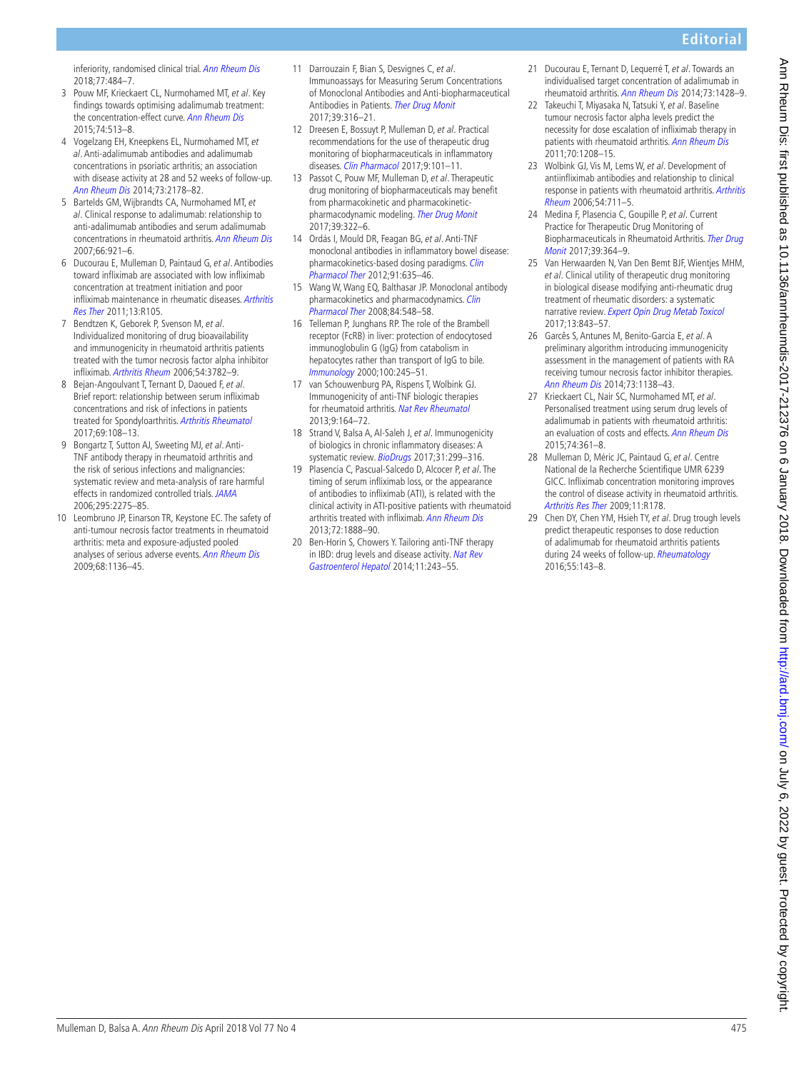inferiority, randomised clinical trial. *Ann Rheum Dis* 2018;77:484–7.

3. Pouw MF, Krieckaert CL, Nurmohamed MT, *et al*. Key findings towards optimising adalimumab treatment: the concentration-effect curve. *Ann Rheum Dis* 2015;74:513–8.
4. Vogelzang EH, Kneepkens EL, Nurmohamed MT, *et al*. Anti-adalimumab antibodies and adalimumab concentrations in psoriatic arthritis; an association with disease activity at 28 and 52 weeks of follow-up. *Ann Rheum Dis* 2014;73:2178–82.
5. Bartelds GM, Wijbrandts CA, Nurmohamed MT, *et al*. Clinical response to adalimumab: relationship to anti-adalimumab antibodies and serum adalimumab concentrations in rheumatoid arthritis. *Ann Rheum Dis* 2007;66:921–6.
6. Ducourau E, Mulleman D, Paintaud G, *et al*. Antibodies toward infliximab are associated with low infliximab concentration at treatment initiation and poor infliximab maintenance in rheumatic diseases. *Arthritis Res Ther* 2011;13:R105.
7. Bendtzen K, Geborek P, Svenson M, *et al*. Individualized monitoring of drug bioavailability and immunogenicity in rheumatoid arthritis patients treated with the tumor necrosis factor alpha inhibitor infliximab. *Arthritis Rheum* 2006;54:3782–9.
8. Bejan-Angoulvant T, Ternant D, Daoued F, *et al*. Brief report: relationship between serum infliximab concentrations and risk of infections in patients treated for Spondyloarthritis. *Arthritis Rheumatol* 2017;69:108–13.
9. Bongartz T, Sutton AJ, Sweeting MJ, *et al*. Anti-TNF antibody therapy in rheumatoid arthritis and the risk of serious infections and malignancies: systematic review and meta-analysis of rare harmful effects in randomized controlled trials. *JAMA* 2006;295:2275–85.
10. Leombruno JP, Einarson TR, Keystone EC. The safety of anti-tumour necrosis factor treatments in rheumatoid arthritis: meta and exposure-adjusted pooled analyses of serious adverse events. *Ann Rheum Dis* 2009;68:1136–45.
11. Darrouzain F, Bian S, Desvignes C, *et al*. Immunoassays for Measuring Serum Concentrations of Monoclonal Antibodies and Anti-biopharmaceutical Antibodies in Patients. *Ther Drug Monit* 2017;39:316–21.
12. Dreesen E, Bossuyt P, Mulleman D, *et al*. Practical recommendations for the use of therapeutic drug monitoring of biopharmaceuticals in inflammatory diseases. *Clin Pharmacol* 2017;9:101–11.
13. Passot C, Pouw MF, Mulleman D, *et al*. Therapeutic drug monitoring of biopharmaceuticals may benefit from pharmacokinetic and pharmacokinetic-pharmacodynamic modeling. *Ther Drug Monit* 2017;39:322–6.
14. Ordás I, Mould DR, Feagan BG, *et al*. Anti-TNF monoclonal antibodies in inflammatory bowel disease: pharmacokinetics-based dosing paradigms. *Clin Pharmacol Ther* 2012;91:635–46.
15. Wang W, Wang EQ, Balthasar JP. Monoclonal antibody pharmacokinetics and pharmacodynamics. *Clin Pharmacol Ther* 2008;84:548–58.
16. Telleman P, Junghans RP. The role of the Brambell receptor (FcRB) in liver: protection of endocytosed immunoglobulin G (IgG) from catabolism in hepatocytes rather than transport of IgG to bile. *Immunology* 2000;100:245–51.
17. van Schouwenburg PA, Rispens T, Wolbink GJ. Immunogenicity of anti-TNF biologic therapies for rheumatoid arthritis. *Nat Rev Rheumatol* 2013;9:164–72.
18. Strand V, Balsa A, Al-Saleh J, *et al*. Immunogenicity of biologics in chronic inflammatory diseases: A systematic review. *BioDrugs* 2017;31:299–316.
19. Plasencia C, Pascual-Salcedo D, Alcocer P, *et al*. The timing of serum infliximab loss, or the appearance of antibodies to infliximab (ATI), is related with the clinical activity in ATI-positive patients with rheumatoid arthritis treated with infliximab. *Ann Rheum Dis* 2013;72:1888–90.
20. Ben-Horin S, Chowers Y. Tailoring anti-TNF therapy in IBD: drug levels and disease activity. *Nat Rev Gastroenterol Hepatol* 2014;11:243–55.
21. Ducourau E, Ternant D, Lequerré T, *et al*. Towards an individualised target concentration of adalimumab in rheumatoid arthritis. *Ann Rheum Dis* 2014;73:1428–9.
22. Takeuchi T, Miyasaka N, Tatsuki Y, *et al*. Baseline tumour necrosis factor alpha levels predict the necessity for dose escalation of infliximab therapy in patients with rheumatoid arthritis. *Ann Rheum Dis* 2011;70:1208–15.
23. Wolbink GJ, Vis M, Lems W, *et al*. Development of antiinfliximab antibodies and relationship to clinical response in patients with rheumatoid arthritis. *Arthritis Rheum* 2006;54:711–5.
24. Medina F, Plasencia C, Goupille P, *et al*. Current Practice for Therapeutic Drug Monitoring of Biopharmaceuticals in Rheumatoid Arthritis. *Ther Drug Monit* 2017;39:364–9.
25. Van Herwaarden N, Van Den Bemt BJF, Wientjes MHM, *et al*. Clinical utility of therapeutic drug monitoring in biological disease modifying anti-rheumatic drug treatment of rheumatic disorders: a systematic narrative review. *Expert Opin Drug Metab Toxicol* 2017;13:843–57.
26. Garcês S, Antunes M, Benito-Garcia E, *et al*. A preliminary algorithm introducing immunogenicity assessment in the management of patients with RA receiving tumour necrosis factor inhibitor therapies. *Ann Rheum Dis* 2014;73:1138–43.
27. Krieckaert CL, Nair SC, Nurmohamed MT, *et al*. Personalised treatment using serum drug levels of adalimumab in patients with rheumatoid arthritis: an evaluation of costs and effects. *Ann Rheum Dis* 2015;74:361–8.
28. Mulleman D, Méric JC, Paintaud G, *et al*. Centre National de la Recherche Scientifique UMR 6239 GICC. Infliximab concentration monitoring improves the control of disease activity in rheumatoid arthritis. *Arthritis Res Ther* 2009;11:R178.
29. Chen DY, Chen YM, Hsieh TY, *et al*. Drug trough levels predict therapeutic responses to dose reduction of adalimumab for rheumatoid arthritis patients during 24 weeks of follow-up. *Rheumatology* 2016;55:143–8.